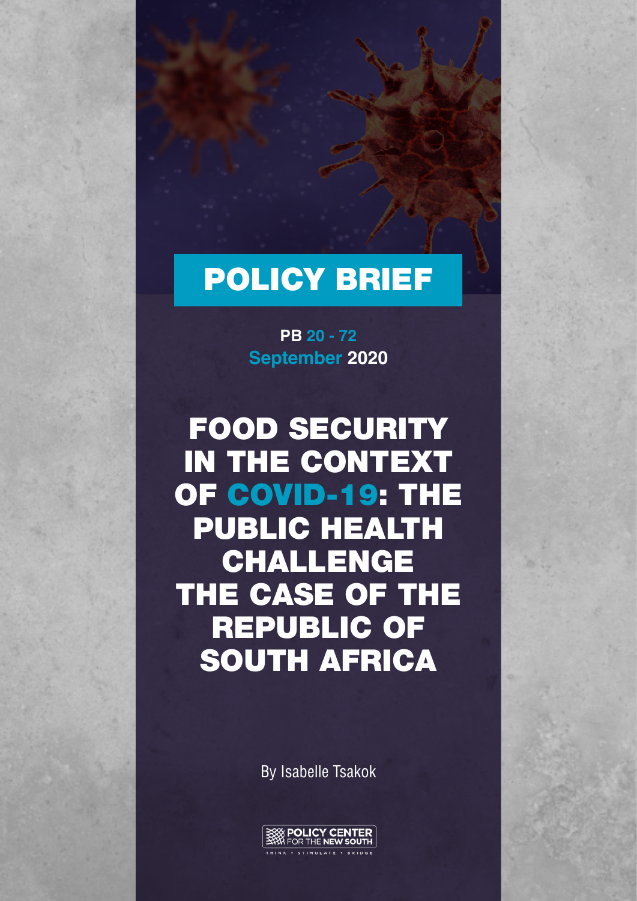**POLICY BRIEF**

PB 20 - 72

September 2020

# FOOD SECURITY IN THE CONTEXT OF COVID-19: THE PUBLIC HEALTH CHALLENGE THE CASE OF THE REPUBLIC OF SOUTH AFRICA

By Isabelle Tsakok

POLICY CENTER FOR THE NEW SOUTH

THINK • STIMULATE • BRIDGE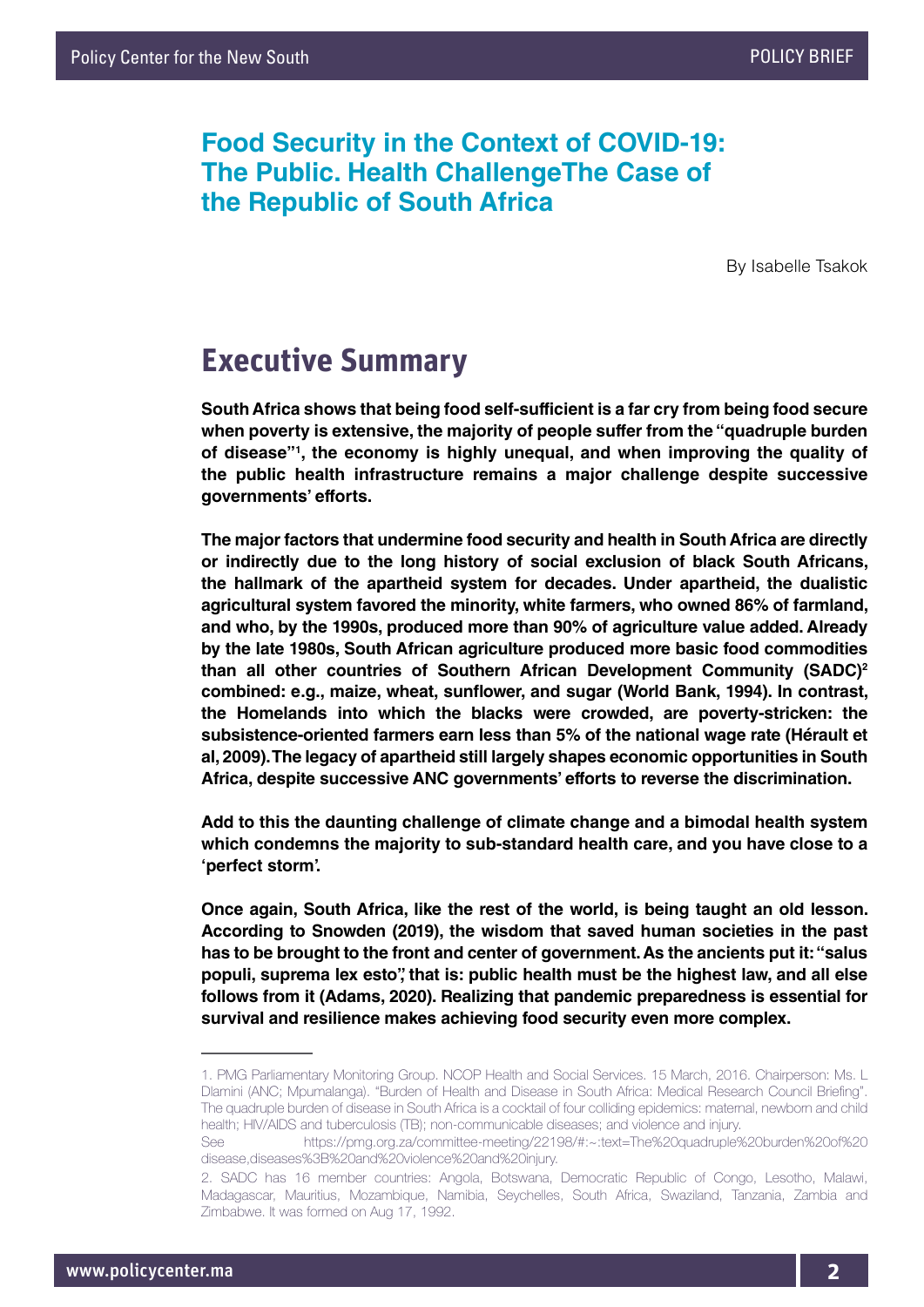# Food Security in the Context of COVID-19: The Public. Health ChallengeThe Case of the Republic of South Africa

By Isabelle Tsakok

## Executive Summary

**South Africa shows that being food self-sufficient is a far cry from being food secure when poverty is extensive, the majority of people suffer from the "quadruple burden of disease"[1], the economy is highly unequal, and when improving the quality of the public health infrastructure remains a major challenge despite successive governments' efforts.**

**The major factors that undermine food security and health in South Africa are directly or indirectly due to the long history of social exclusion of black South Africans, the hallmark of the apartheid system for decades. Under apartheid, the dualistic agricultural system favored the minority, white farmers, who owned 86% of farmland, and who, by the 1990s, produced more than 90% of agriculture value added. Already by the late 1980s, South African agriculture produced more basic food commodities than all other countries of Southern African Development Community (SADC)[2] combined: e.g., maize, wheat, sunflower, and sugar (World Bank, 1994). In contrast, the Homelands into which the blacks were crowded, are poverty-stricken: the subsistence-oriented farmers earn less than 5% of the national wage rate (Hérault et al, 2009). The legacy of apartheid still largely shapes economic opportunities in South Africa, despite successive ANC governments' efforts to reverse the discrimination.**

**Add to this the daunting challenge of climate change and a bimodal health system which condemns the majority to sub-standard health care, and you have close to a 'perfect storm'.**

**Once again, South Africa, like the rest of the world, is being taught an old lesson. According to Snowden (2019), the wisdom that saved human societies in the past has to be brought to the front and center of government. As the ancients put it: "salus populi, suprema lex esto", that is: public health must be the highest law, and all else follows from it (Adams, 2020). Realizing that pandemic preparedness is essential for survival and resilience makes achieving food security even more complex.**

---

1. PMG Parliamentary Monitoring Group. NCOP Health and Social Services. 15 March, 2016. Chairperson: Ms. L Dlamini (ANC; Mpumalanga). "Burden of Health and Disease in South Africa: Medical Research Council Briefing". The quadruple burden of disease in South Africa is a cocktail of four colliding epidemics: maternal, newborn and child health; HIV/AIDS and tuberculosis (TB); non-communicable diseases; and violence and injury. See https://pmg.org.za/committee-meeting/22198/#:~:text=The%20quadruple%20burden%20of%20disease,diseases%3B%20and%20violence%20and%20injury.

2. SADC has 16 member countries: Angola, Botswana, Democratic Republic of Congo, Lesotho, Malawi, Madagascar, Mauritius, Mozambique, Namibia, Seychelles, South Africa, Swaziland, Tanzania, Zambia and Zimbabwe. It was formed on Aug 17, 1992.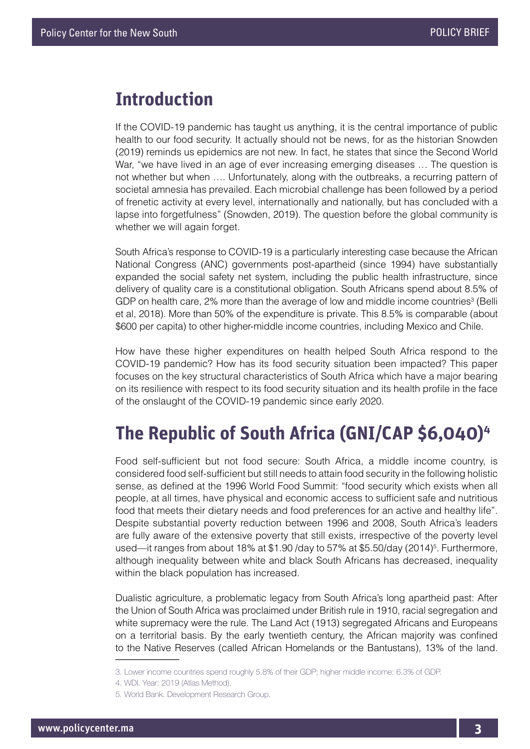## Introduction

If the COVID-19 pandemic has taught us anything, it is the central importance of public health to our food security. It actually should not be news, for as the historian Snowden (2019) reminds us epidemics are not new. In fact, he states that since the Second World War, "we have lived in an age of ever increasing emerging diseases … The question is not whether but when …. Unfortunately, along with the outbreaks, a recurring pattern of societal amnesia has prevailed. Each microbial challenge has been followed by a period of frenetic activity at every level, internationally and nationally, but has concluded with a lapse into forgetfulness" (Snowden, 2019). The question before the global community is whether we will again forget.

South Africa's response to COVID-19 is a particularly interesting case because the African National Congress (ANC) governments post-apartheid (since 1994) have substantially expanded the social safety net system, including the public health infrastructure, since delivery of quality care is a constitutional obligation. South Africans spend about 8.5% of GDP on health care, 2% more than the average of low and middle income countries[3] (Belli et al, 2018). More than 50% of the expenditure is private. This 8.5% is comparable (about \$600 per capita) to other higher-middle income countries, including Mexico and Chile.

How have these higher expenditures on health helped South Africa respond to the COVID-19 pandemic? How has its food security situation been impacted? This paper focuses on the key structural characteristics of South Africa which have a major bearing on its resilience with respect to its food security situation and its health profile in the face of the onslaught of the COVID-19 pandemic since early 2020.

## The Republic of South Africa (GNI/CAP \$6,040)[4]

Food self-sufficient but not food secure: South Africa, a middle income country, is considered food self-sufficient but still needs to attain food security in the following holistic sense, as defined at the 1996 World Food Summit: "food security which exists when all people, at all times, have physical and economic access to sufficient safe and nutritious food that meets their dietary needs and food preferences for an active and healthy life". Despite substantial poverty reduction between 1996 and 2008, South Africa's leaders are fully aware of the extensive poverty that still exists, irrespective of the poverty level used—it ranges from about 18% at \$1.90 /day to 57% at \$5.50/day (2014)[5]. Furthermore, although inequality between white and black South Africans has decreased, inequality within the black population has increased.

Dualistic agriculture, a problematic legacy from South Africa's long apartheid past: After the Union of South Africa was proclaimed under British rule in 1910, racial segregation and white supremacy were the rule. The Land Act (1913) segregated Africans and Europeans on a territorial basis. By the early twentieth century, the African majority was confined to the Native Reserves (called African Homelands or the Bantustans), 13% of the land.

---

3. Lower income countries spend roughly 5.8% of their GDP; higher middle income: 6.3% of GDP.

4. WDI. Year: 2019 (Atlas Method).

5. World Bank. Development Research Group.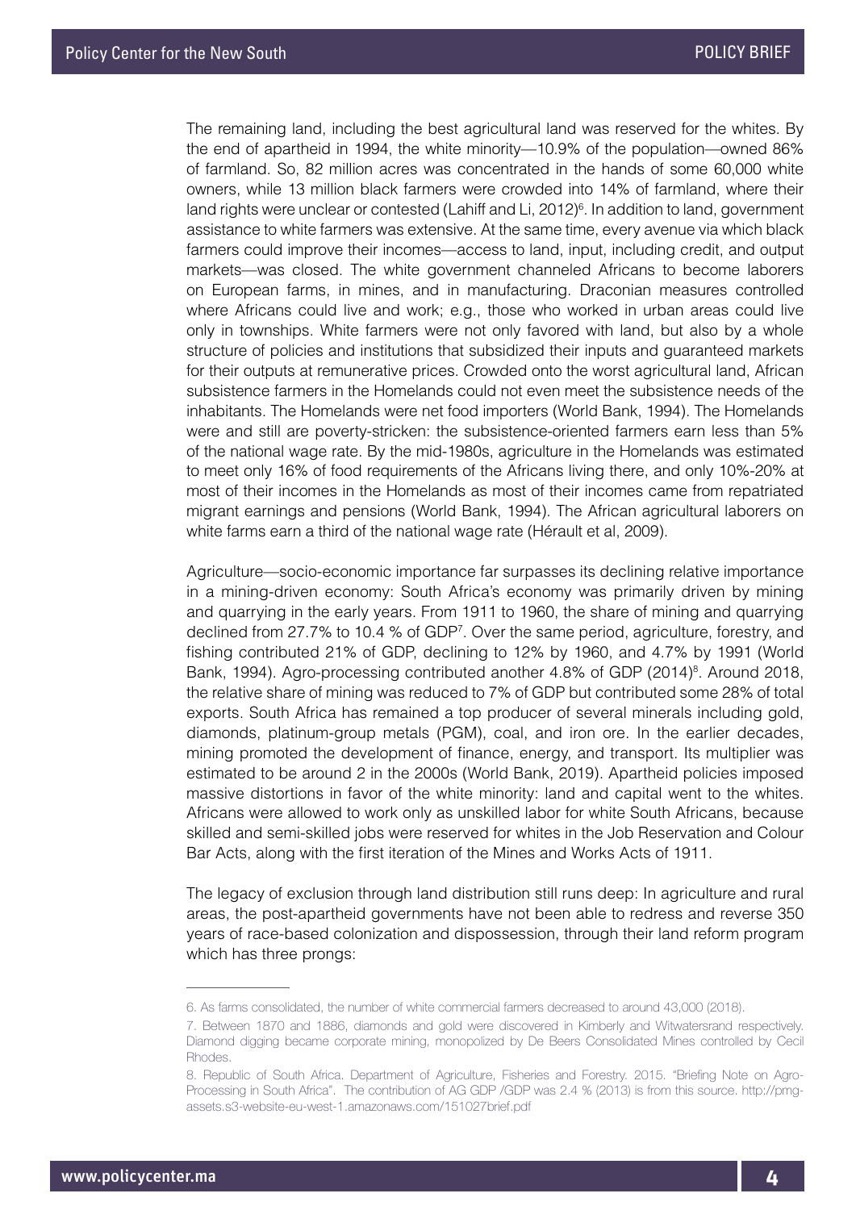The remaining land, including the best agricultural land was reserved for the whites. By the end of apartheid in 1994, the white minority—10.9% of the population—owned 86% of farmland. So, 82 million acres was concentrated in the hands of some 60,000 white owners, while 13 million black farmers were crowded into 14% of farmland, where their land rights were unclear or contested (Lahiff and Li, 2012)[6]. In addition to land, government assistance to white farmers was extensive. At the same time, every avenue via which black farmers could improve their incomes—access to land, input, including credit, and output markets—was closed. The white government channeled Africans to become laborers on European farms, in mines, and in manufacturing. Draconian measures controlled where Africans could live and work; e.g., those who worked in urban areas could live only in townships. White farmers were not only favored with land, but also by a whole structure of policies and institutions that subsidized their inputs and guaranteed markets for their outputs at remunerative prices. Crowded onto the worst agricultural land, African subsistence farmers in the Homelands could not even meet the subsistence needs of the inhabitants. The Homelands were net food importers (World Bank, 1994). The Homelands were and still are poverty-stricken: the subsistence-oriented farmers earn less than 5% of the national wage rate. By the mid-1980s, agriculture in the Homelands was estimated to meet only 16% of food requirements of the Africans living there, and only 10%-20% at most of their incomes in the Homelands as most of their incomes came from repatriated migrant earnings and pensions (World Bank, 1994). The African agricultural laborers on white farms earn a third of the national wage rate (Hérault et al, 2009).

Agriculture—socio-economic importance far surpasses its declining relative importance in a mining-driven economy: South Africa's economy was primarily driven by mining and quarrying in the early years. From 1911 to 1960, the share of mining and quarrying declined from 27.7% to 10.4 % of GDP[7]. Over the same period, agriculture, forestry, and fishing contributed 21% of GDP, declining to 12% by 1960, and 4.7% by 1991 (World Bank, 1994). Agro-processing contributed another 4.8% of GDP (2014)[8]. Around 2018, the relative share of mining was reduced to 7% of GDP but contributed some 28% of total exports. South Africa has remained a top producer of several minerals including gold, diamonds, platinum-group metals (PGM), coal, and iron ore. In the earlier decades, mining promoted the development of finance, energy, and transport. Its multiplier was estimated to be around 2 in the 2000s (World Bank, 2019). Apartheid policies imposed massive distortions in favor of the white minority: land and capital went to the whites. Africans were allowed to work only as unskilled labor for white South Africans, because skilled and semi-skilled jobs were reserved for whites in the Job Reservation and Colour Bar Acts, along with the first iteration of the Mines and Works Acts of 1911.

The legacy of exclusion through land distribution still runs deep: In agriculture and rural areas, the post-apartheid governments have not been able to redress and reverse 350 years of race-based colonization and dispossession, through their land reform program which has three prongs:

---

6. As farms consolidated, the number of white commercial farmers decreased to around 43,000 (2018).

7. Between 1870 and 1886, diamonds and gold were discovered in Kimberly and Witwatersrand respectively. Diamond digging became corporate mining, monopolized by De Beers Consolidated Mines controlled by Cecil Rhodes.

8. Republic of South Africa. Department of Agriculture, Fisheries and Forestry. 2015. "Briefing Note on Agro-Processing in South Africa". The contribution of AG GDP /GDP was 2.4 % (2013) is from this source. http://pmg-assets.s3-website-eu-west-1.amazonaws.com/151027brief.pdf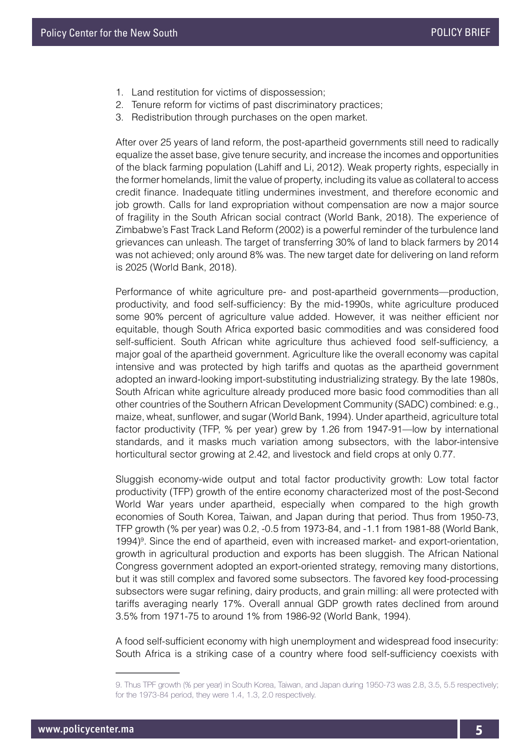1. Land restitution for victims of dispossession;
2. Tenure reform for victims of past discriminatory practices;
3. Redistribution through purchases on the open market.

After over 25 years of land reform, the post-apartheid governments still need to radically equalize the asset base, give tenure security, and increase the incomes and opportunities of the black farming population (Lahiff and Li, 2012). Weak property rights, especially in the former homelands, limit the value of property, including its value as collateral to access credit finance. Inadequate titling undermines investment, and therefore economic and job growth. Calls for land expropriation without compensation are now a major source of fragility in the South African social contract (World Bank, 2018). The experience of Zimbabwe's Fast Track Land Reform (2002) is a powerful reminder of the turbulence land grievances can unleash. The target of transferring 30% of land to black farmers by 2014 was not achieved; only around 8% was. The new target date for delivering on land reform is 2025 (World Bank, 2018).

Performance of white agriculture pre- and post-apartheid governments—production, productivity, and food self-sufficiency: By the mid-1990s, white agriculture produced some 90% percent of agriculture value added. However, it was neither efficient nor equitable, though South Africa exported basic commodities and was considered food self-sufficient. South African white agriculture thus achieved food self-sufficiency, a major goal of the apartheid government. Agriculture like the overall economy was capital intensive and was protected by high tariffs and quotas as the apartheid government adopted an inward-looking import-substituting industrializing strategy. By the late 1980s, South African white agriculture already produced more basic food commodities than all other countries of the Southern African Development Community (SADC) combined: e.g., maize, wheat, sunflower, and sugar (World Bank, 1994). Under apartheid, agriculture total factor productivity (TFP, % per year) grew by 1.26 from 1947-91—low by international standards, and it masks much variation among subsectors, with the labor-intensive horticultural sector growing at 2.42, and livestock and field crops at only 0.77.

Sluggish economy-wide output and total factor productivity growth: Low total factor productivity (TFP) growth of the entire economy characterized most of the post-Second World War years under apartheid, especially when compared to the high growth economies of South Korea, Taiwan, and Japan during that period. Thus from 1950-73, TFP growth (% per year) was 0.2, -0.5 from 1973-84, and -1.1 from 1981-88 (World Bank, 1994)[9]. Since the end of apartheid, even with increased market- and export-orientation, growth in agricultural production and exports has been sluggish. The African National Congress government adopted an export-oriented strategy, removing many distortions, but it was still complex and favored some subsectors. The favored key food-processing subsectors were sugar refining, dairy products, and grain milling: all were protected with tariffs averaging nearly 17%. Overall annual GDP growth rates declined from around 3.5% from 1971-75 to around 1% from 1986-92 (World Bank, 1994).

A food self-sufficient economy with high unemployment and widespread food insecurity: South Africa is a striking case of a country where food self-sufficiency coexists with

9. Thus TPF growth (% per year) in South Korea, Taiwan, and Japan during 1950-73 was 2.8, 3.5, 5.5 respectively; for the 1973-84 period, they were 1.4, 1.3, 2.0 respectively.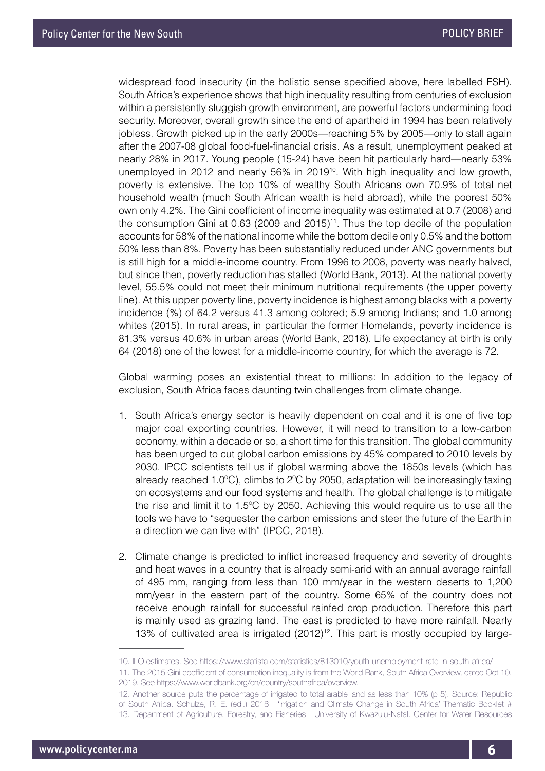widespread food insecurity (in the holistic sense specified above, here labelled FSH). South Africa's experience shows that high inequality resulting from centuries of exclusion within a persistently sluggish growth environment, are powerful factors undermining food security. Moreover, overall growth since the end of apartheid in 1994 has been relatively jobless. Growth picked up in the early 2000s—reaching 5% by 2005—only to stall again after the 2007-08 global food-fuel-financial crisis. As a result, unemployment peaked at nearly 28% in 2017. Young people (15-24) have been hit particularly hard—nearly 53% unemployed in 2012 and nearly 56% in 2019[10]. With high inequality and low growth, poverty is extensive. The top 10% of wealthy South Africans own 70.9% of total net household wealth (much South African wealth is held abroad), while the poorest 50% own only 4.2%. The Gini coefficient of income inequality was estimated at 0.7 (2008) and the consumption Gini at 0.63 (2009 and 2015)[11]. Thus the top decile of the population accounts for 58% of the national income while the bottom decile only 0.5% and the bottom 50% less than 8%. Poverty has been substantially reduced under ANC governments but is still high for a middle-income country. From 1996 to 2008, poverty was nearly halved, but since then, poverty reduction has stalled (World Bank, 2013). At the national poverty level, 55.5% could not meet their minimum nutritional requirements (the upper poverty line). At this upper poverty line, poverty incidence is highest among blacks with a poverty incidence (%) of 64.2 versus 41.3 among colored; 5.9 among Indians; and 1.0 among whites (2015). In rural areas, in particular the former Homelands, poverty incidence is 81.3% versus 40.6% in urban areas (World Bank, 2018). Life expectancy at birth is only 64 (2018) one of the lowest for a middle-income country, for which the average is 72.

Global warming poses an existential threat to millions: In addition to the legacy of exclusion, South Africa faces daunting twin challenges from climate change.

1. South Africa's energy sector is heavily dependent on coal and it is one of five top major coal exporting countries. However, it will need to transition to a low-carbon economy, within a decade or so, a short time for this transition. The global community has been urged to cut global carbon emissions by 45% compared to 2010 levels by 2030. IPCC scientists tell us if global warming above the 1850s levels (which has already reached 1.0°C), climbs to 2°C by 2050, adaptation will be increasingly taxing on ecosystems and our food systems and health. The global challenge is to mitigate the rise and limit it to 1.5°C by 2050. Achieving this would require us to use all the tools we have to "sequester the carbon emissions and steer the future of the Earth in a direction we can live with" (IPCC, 2018).

2. Climate change is predicted to inflict increased frequency and severity of droughts and heat waves in a country that is already semi-arid with an annual average rainfall of 495 mm, ranging from less than 100 mm/year in the western deserts to 1,200 mm/year in the eastern part of the country. Some 65% of the country does not receive enough rainfall for successful rainfed crop production. Therefore this part is mainly used as grazing land. The east is predicted to have more rainfall. Nearly 13% of cultivated area is irrigated (2012)[12]. This part is mostly occupied by large-

---

10. ILO estimates. See https://www.statista.com/statistics/813010/youth-unemployment-rate-in-south-africa/.

11. The 2015 Gini coefficient of consumption inequality is from the World Bank, South Africa Overview, dated Oct 10, 2019. See https://www.worldbank.org/en/country/southafrica/overview.

12. Another source puts the percentage of irrigated to total arable land as less than 10% (p 5). Source: Republic of South Africa. Schulze, R. E. (edi.) 2016. 'Irrigation and Climate Change in South Africa' Thematic Booklet # 13. Department of Agriculture, Forestry, and Fisheries. University of Kwazulu-Natal. Center for Water Resources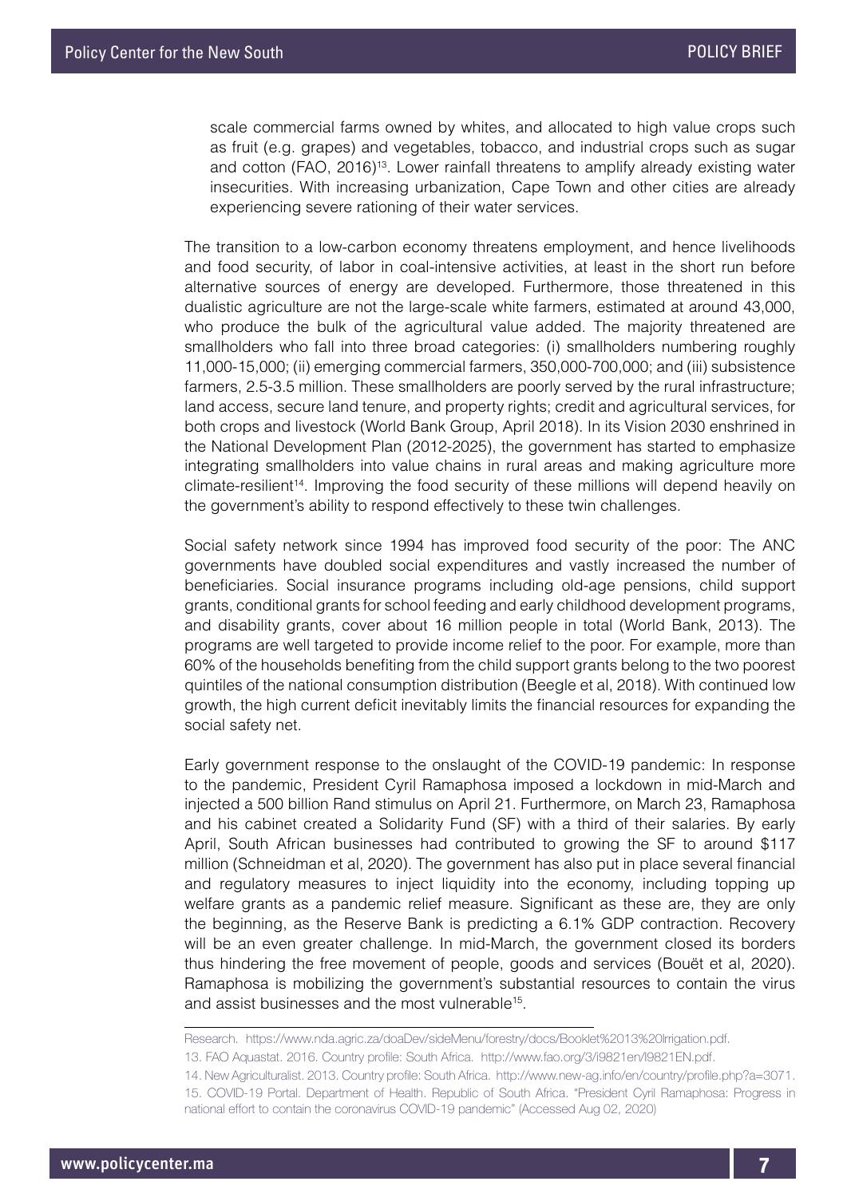scale commercial farms owned by whites, and allocated to high value crops such as fruit (e.g. grapes) and vegetables, tobacco, and industrial crops such as sugar and cotton (FAO, 2016)[13]. Lower rainfall threatens to amplify already existing water insecurities. With increasing urbanization, Cape Town and other cities are already experiencing severe rationing of their water services.

The transition to a low-carbon economy threatens employment, and hence livelihoods and food security, of labor in coal-intensive activities, at least in the short run before alternative sources of energy are developed. Furthermore, those threatened in this dualistic agriculture are not the large-scale white farmers, estimated at around 43,000, who produce the bulk of the agricultural value added. The majority threatened are smallholders who fall into three broad categories: (i) smallholders numbering roughly 11,000-15,000; (ii) emerging commercial farmers, 350,000-700,000; and (iii) subsistence farmers, 2.5-3.5 million. These smallholders are poorly served by the rural infrastructure; land access, secure land tenure, and property rights; credit and agricultural services, for both crops and livestock (World Bank Group, April 2018). In its Vision 2030 enshrined in the National Development Plan (2012-2025), the government has started to emphasize integrating smallholders into value chains in rural areas and making agriculture more climate-resilient[14]. Improving the food security of these millions will depend heavily on the government's ability to respond effectively to these twin challenges.

Social safety network since 1994 has improved food security of the poor: The ANC governments have doubled social expenditures and vastly increased the number of beneficiaries. Social insurance programs including old-age pensions, child support grants, conditional grants for school feeding and early childhood development programs, and disability grants, cover about 16 million people in total (World Bank, 2013). The programs are well targeted to provide income relief to the poor. For example, more than 60% of the households benefiting from the child support grants belong to the two poorest quintiles of the national consumption distribution (Beegle et al, 2018). With continued low growth, the high current deficit inevitably limits the financial resources for expanding the social safety net.

Early government response to the onslaught of the COVID-19 pandemic: In response to the pandemic, President Cyril Ramaphosa imposed a lockdown in mid-March and injected a 500 billion Rand stimulus on April 21. Furthermore, on March 23, Ramaphosa and his cabinet created a Solidarity Fund (SF) with a third of their salaries. By early April, South African businesses had contributed to growing the SF to around $117 million (Schneidman et al, 2020). The government has also put in place several financial and regulatory measures to inject liquidity into the economy, including topping up welfare grants as a pandemic relief measure. Significant as these are, they are only the beginning, as the Reserve Bank is predicting a 6.1% GDP contraction. Recovery will be an even greater challenge. In mid-March, the government closed its borders thus hindering the free movement of people, goods and services (Bouët et al, 2020). Ramaphosa is mobilizing the government's substantial resources to contain the virus and assist businesses and the most vulnerable[15].

---

Research. https://www.nda.agric.za/doaDev/sideMenu/forestry/docs/Booklet%2013%20Irrigation.pdf.

13. FAO Aquastat. 2016. Country profile: South Africa. http://www.fao.org/3/i9821en/I9821EN.pdf.

14. New Agriculturalist. 2013. Country profile: South Africa. http://www.new-ag.info/en/country/profile.php?a=3071.

15. COVID-19 Portal. Department of Health. Republic of South Africa. "President Cyril Ramaphosa: Progress in national effort to contain the coronavirus COVID-19 pandemic" (Accessed Aug 02, 2020)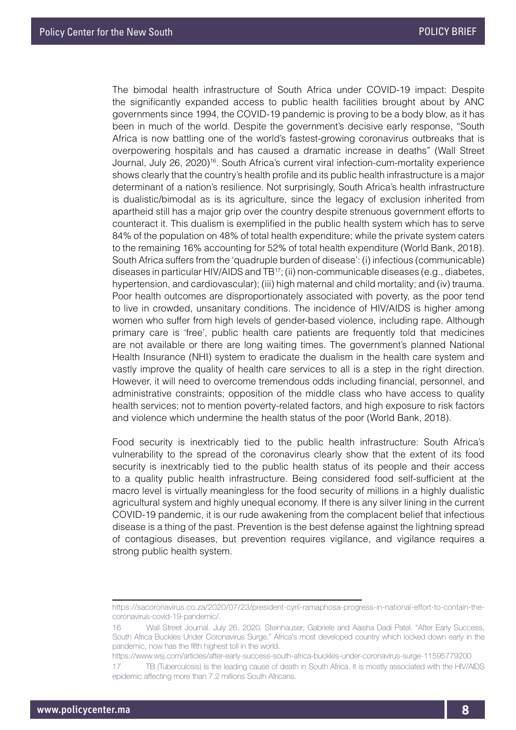The bimodal health infrastructure of South Africa under COVID-19 impact: Despite the significantly expanded access to public health facilities brought about by ANC governments since 1994, the COVID-19 pandemic is proving to be a body blow, as it has been in much of the world. Despite the government's decisive early response, "South Africa is now battling one of the world's fastest-growing coronavirus outbreaks that is overpowering hospitals and has caused a dramatic increase in deaths" (Wall Street Journal, July 26, 2020)[16]. South Africa's current viral infection-cum-mortality experience shows clearly that the country's health profile and its public health infrastructure is a major determinant of a nation's resilience. Not surprisingly, South Africa's health infrastructure is dualistic/bimodal as is its agriculture, since the legacy of exclusion inherited from apartheid still has a major grip over the country despite strenuous government efforts to counteract it. This dualism is exemplified in the public health system which has to serve 84% of the population on 48% of total health expenditure; while the private system caters to the remaining 16% accounting for 52% of total health expenditure (World Bank, 2018). South Africa suffers from the 'quadruple burden of disease': (i) infectious (communicable) diseases in particular HIV/AIDS and TB[17]; (ii) non-communicable diseases (e.g., diabetes, hypertension, and cardiovascular); (iii) high maternal and child mortality; and (iv) trauma. Poor health outcomes are disproportionately associated with poverty, as the poor tend to live in crowded, unsanitary conditions. The incidence of HIV/AIDS is higher among women who suffer from high levels of gender-based violence, including rape. Although primary care is 'free', public health care patients are frequently told that medicines are not available or there are long waiting times. The government's planned National Health Insurance (NHI) system to eradicate the dualism in the health care system and vastly improve the quality of health care services to all is a step in the right direction. However, it will need to overcome tremendous odds including financial, personnel, and administrative constraints; opposition of the middle class who have access to quality health services; not to mention poverty-related factors, and high exposure to risk factors and violence which undermine the health status of the poor (World Bank, 2018).

Food security is inextricably tied to the public health infrastructure: South Africa's vulnerability to the spread of the coronavirus clearly show that the extent of its food security is inextricably tied to the public health status of its people and their access to a quality public health infrastructure. Being considered food self-sufficient at the macro level is virtually meaningless for the food security of millions in a highly dualistic agricultural system and highly unequal economy. If there is any silver lining in the current COVID-19 pandemic, it is our rude awakening from the complacent belief that infectious disease is a thing of the past. Prevention is the best defense against the lightning spread of contagious diseases, but prevention requires vigilance, and vigilance requires a strong public health system.

---

https://sacoronavirus.co.za/2020/07/23/president-cyril-ramaphosa-progress-in-national-effort-to-contain-the-coronavirus-covid-19-pandemic/.

16 Wall Street Journal. July 26, 2020. Steinhauser, Gabriele and Aaisha Dadi Patel. "After Early Success, South Africa Buckles Under Coronavirus Surge." Africa's most developed country which locked down early in the pandemic, now has the fifth highest toll in the world.

https://www.wsj.com/articles/after-early-success-south-africa-buckles-under-coronavirus-surge-11595779200

17 TB (Tuberculosis) is the leading cause of death in South Africa. It is mostly associated with the HIV/AIDS epidemic affecting more than 7.2 millions South Africans.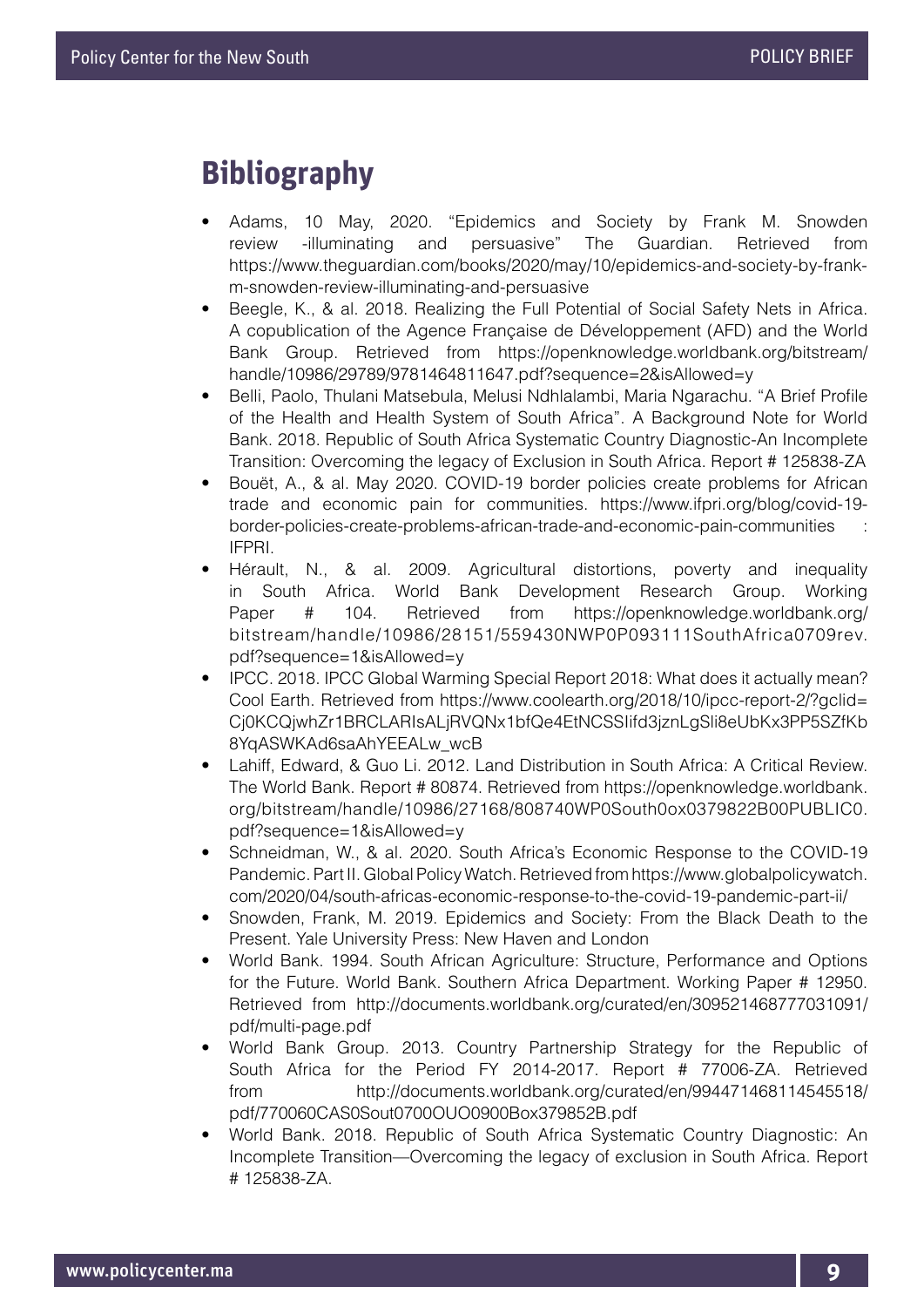## Bibliography

- Adams, 10 May, 2020. "Epidemics and Society by Frank M. Snowden review -illuminating and persuasive" The Guardian. Retrieved from https://www.theguardian.com/books/2020/may/10/epidemics-and-society-by-frank-m-snowden-review-illuminating-and-persuasive
- Beegle, K., & al. 2018. Realizing the Full Potential of Social Safety Nets in Africa. A copublication of the Agence Française de Développement (AFD) and the World Bank Group. Retrieved from https://openknowledge.worldbank.org/bitstream/handle/10986/29789/9781464811647.pdf?sequence=2&isAllowed=y
- Belli, Paolo, Thulani Matsebula, Melusi Ndhlalambi, Maria Ngarachu. "A Brief Profile of the Health and Health System of South Africa". A Background Note for World Bank. 2018. Republic of South Africa Systematic Country Diagnostic-An Incomplete Transition: Overcoming the legacy of Exclusion in South Africa. Report # 125838-ZA
- Bouët, A., & al. May 2020. COVID-19 border policies create problems for African trade and economic pain for communities. https://www.ifpri.org/blog/covid-19-border-policies-create-problems-african-trade-and-economic-pain-communities : IFPRI.
- Hérault, N., & al. 2009. Agricultural distortions, poverty and inequality in South Africa. World Bank Development Research Group. Working Paper # 104. Retrieved from https://openknowledge.worldbank.org/bitstream/handle/10986/28151/559430NWP0P093111SouthAfrica0709rev.pdf?sequence=1&isAllowed=y
- IPCC. 2018. IPCC Global Warming Special Report 2018: What does it actually mean? Cool Earth. Retrieved from https://www.coolearth.org/2018/10/ipcc-report-2/?gclid=Cj0KCQjwhZr1BRCLARIsALjRVQNx1bfQe4EtNCSSIifd3jznLgSli8eUbKx3PP5SZfKb8YqASWKAd6saAhYEEALw_wcB
- Lahiff, Edward, & Guo Li. 2012. Land Distribution in South Africa: A Critical Review. The World Bank. Report # 80874. Retrieved from https://openknowledge.worldbank.org/bitstream/handle/10986/27168/808740WP0South0ox0379822B00PUBLIC0.pdf?sequence=1&isAllowed=y
- Schneidman, W., & al. 2020. South Africa's Economic Response to the COVID-19 Pandemic. Part II. Global Policy Watch. Retrieved from https://www.globalpolicywatch.com/2020/04/south-africas-economic-response-to-the-covid-19-pandemic-part-ii/
- Snowden, Frank, M. 2019. Epidemics and Society: From the Black Death to the Present. Yale University Press: New Haven and London
- World Bank. 1994. South African Agriculture: Structure, Performance and Options for the Future. World Bank. Southern Africa Department. Working Paper # 12950. Retrieved from http://documents.worldbank.org/curated/en/309521468777031091/pdf/multi-page.pdf
- World Bank Group. 2013. Country Partnership Strategy for the Republic of South Africa for the Period FY 2014-2017. Report # 77006-ZA. Retrieved from http://documents.worldbank.org/curated/en/994471468114545518/pdf/770060CAS0Sout0700OUO0900Box379852B.pdf
- World Bank. 2018. Republic of South Africa Systematic Country Diagnostic: An Incomplete Transition—Overcoming the legacy of exclusion in South Africa. Report # 125838-ZA.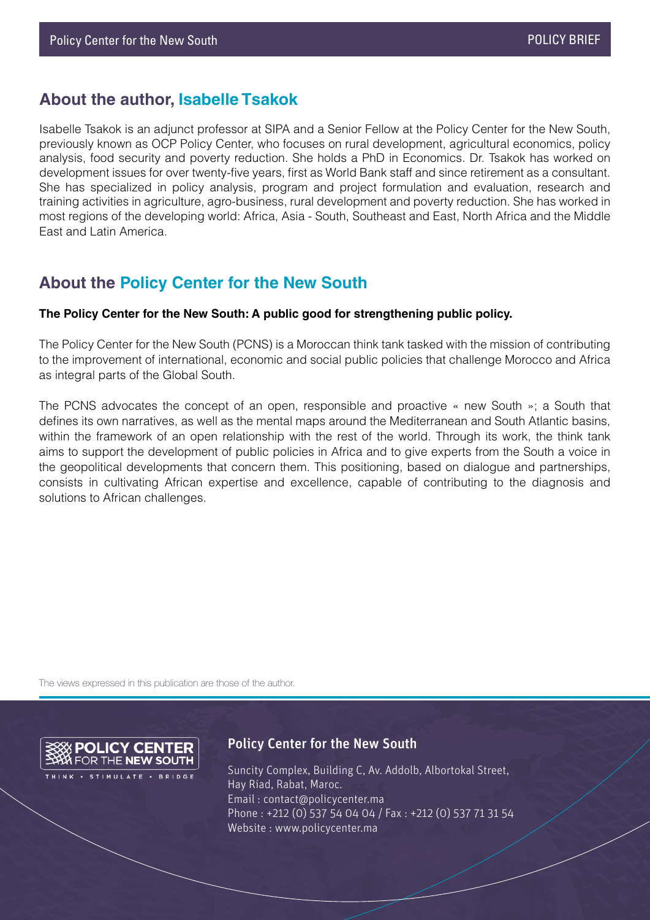## About the author, Isabelle Tsakok

Isabelle Tsakok is an adjunct professor at SIPA and a Senior Fellow at the Policy Center for the New South, previously known as OCP Policy Center, who focuses on rural development, agricultural economics, policy analysis, food security and poverty reduction. She holds a PhD in Economics. Dr. Tsakok has worked on development issues for over twenty-five years, first as World Bank staff and since retirement as a consultant. She has specialized in policy analysis, program and project formulation and evaluation, research and training activities in agriculture, agro-business, rural development and poverty reduction. She has worked in most regions of the developing world: Africa, Asia - South, Southeast and East, North Africa and the Middle East and Latin America.

## About the Policy Center for the New South

**The Policy Center for the New South: A public good for strengthening public policy.**

The Policy Center for the New South (PCNS) is a Moroccan think tank tasked with the mission of contributing to the improvement of international, economic and social public policies that challenge Morocco and Africa as integral parts of the Global South.

The PCNS advocates the concept of an open, responsible and proactive « new South »; a South that defines its own narratives, as well as the mental maps around the Mediterranean and South Atlantic basins, within the framework of an open relationship with the rest of the world. Through its work, the think tank aims to support the development of public policies in Africa and to give experts from the South a voice in the geopolitical developments that concern them. This positioning, based on dialogue and partnerships, consists in cultivating African expertise and excellence, capable of contributing to the diagnosis and solutions to African challenges.

The views expressed in this publication are those of the author.

POLICY CENTER FOR THE NEW SOUTH

THINK • STIMULATE • BRIDGE

**Policy Center for the New South**

Suncity Complex, Building C, Av. Addolb, Albortokal Street,
Hay Riad, Rabat, Maroc.
Email : contact@policycenter.ma
Phone : +212 (0) 537 54 04 04 / Fax : +212 (0) 537 71 31 54
Website : www.policycenter.ma